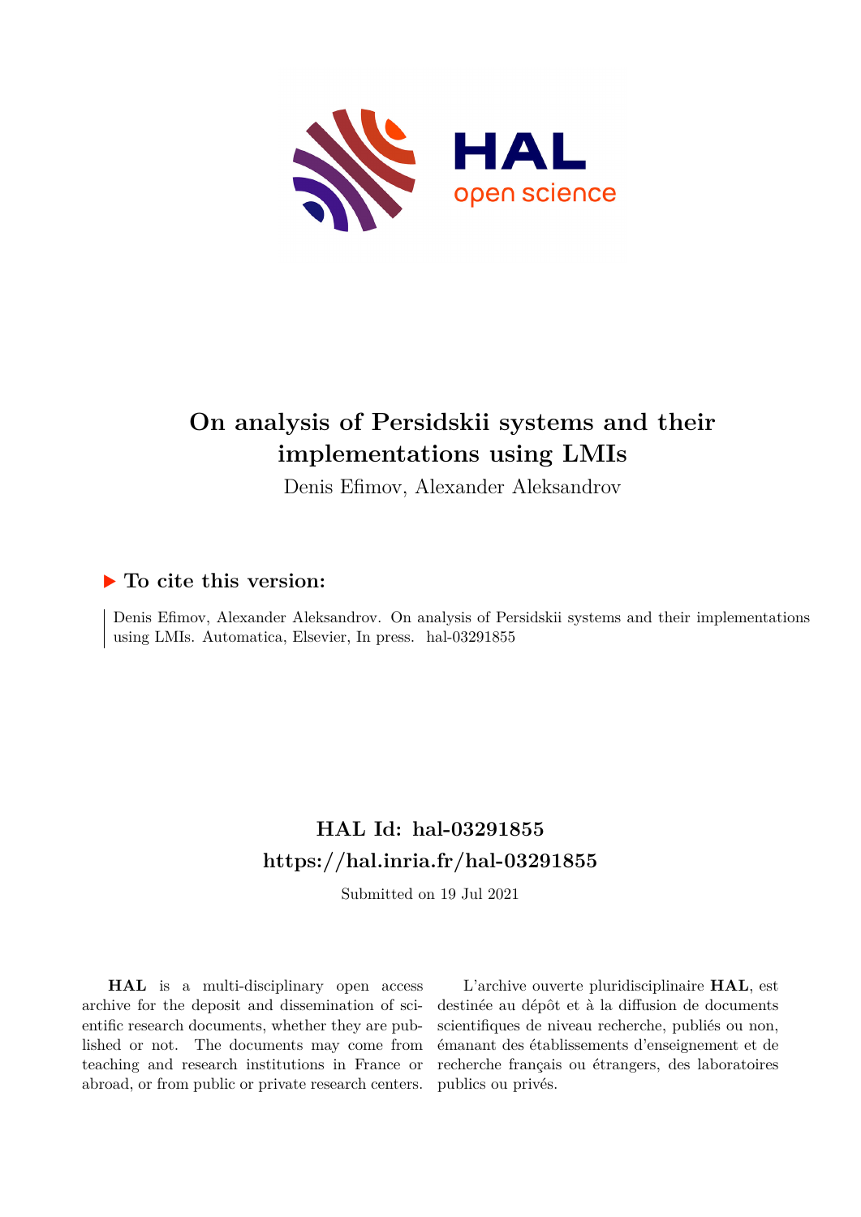# On analysis of Persidskii systems and their implementations using LMIs

Denis Efimov, Alexander Aleksandrov

## ▶ To cite this version:

Denis Efimov, Alexander Aleksandrov. On analysis of Persidskii systems and their implementations using LMIs. Automatica, Elsevier, In press. hal-03291855

## HAL Id: hal-03291855

## https://hal.inria.fr/hal-03291855

Submitted on 19 Jul 2021

**HAL** is a multi-disciplinary open access archive for the deposit and dissemination of scientific research documents, whether they are published or not. The documents may come from teaching and research institutions in France or abroad, or from public or private research centers.

L'archive ouverte pluridisciplinaire **HAL**, est destinée au dépôt et à la diffusion de documents scientifiques de niveau recherche, publiés ou non, émanant des établissements d'enseignement et de recherche français ou étrangers, des laboratoires publics ou privés.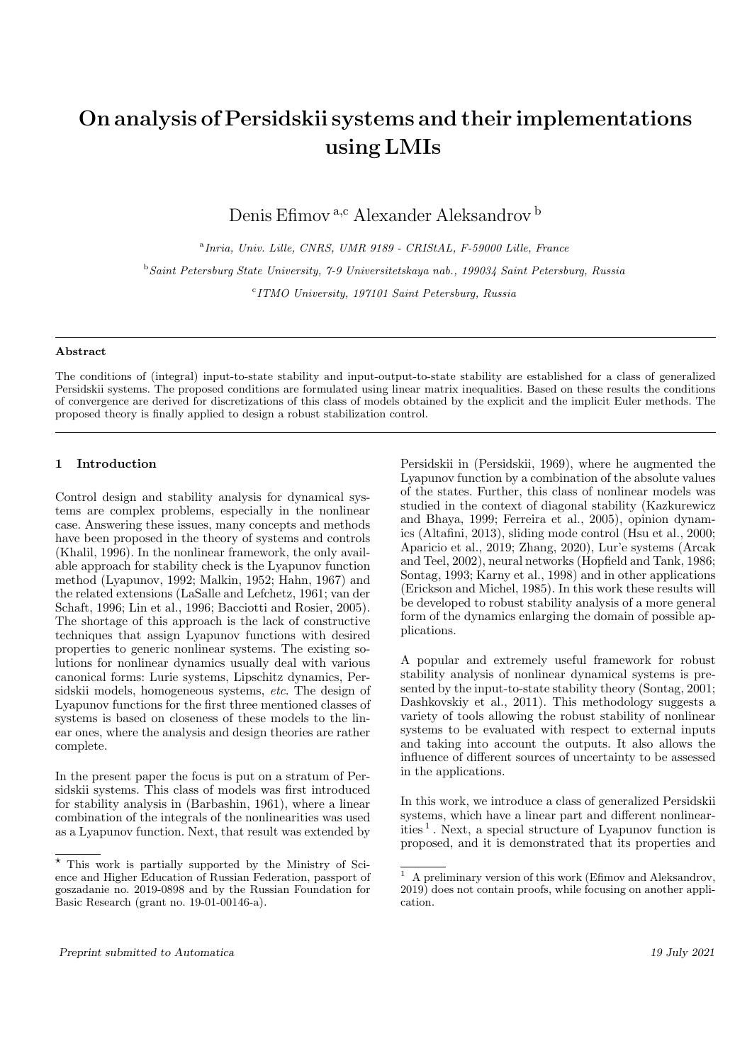# On analysis of Persidskii systems and their implementations using LMIs

Denis Efimov [a,c] Alexander Aleksandrov [b]

[a] *Inria, Univ. Lille, CNRS, UMR 9189 - CRIStAL, F-59000 Lille, France*

[b] *Saint Petersburg State University, 7-9 Universitetskaya nab., 199034 Saint Petersburg, Russia*

[c] *ITMO University, 197101 Saint Petersburg, Russia*

---

**Abstract**

The conditions of (integral) input-to-state stability and input-output-to-state stability are established for a class of generalized Persidskii systems. The proposed conditions are formulated using linear matrix inequalities. Based on these results the conditions of convergence are derived for discretizations of this class of models obtained by the explicit and the implicit Euler methods. The proposed theory is finally applied to design a robust stabilization control.

---

## 1 Introduction

Control design and stability analysis for dynamical systems are complex problems, especially in the nonlinear case. Answering these issues, many concepts and methods have been proposed in the theory of systems and controls (Khalil, 1996). In the nonlinear framework, the only available approach for stability check is the Lyapunov function method (Lyapunov, 1992; Malkin, 1952; Hahn, 1967) and the related extensions (LaSalle and Lefchetz, 1961; van der Schaft, 1996; Lin et al., 1996; Bacciotti and Rosier, 2005). The shortage of this approach is the lack of constructive techniques that assign Lyapunov functions with desired properties to generic nonlinear systems. The existing solutions for nonlinear dynamics usually deal with various canonical forms: Lurie systems, Lipschitz dynamics, Persidskii models, homogeneous systems, *etc.* The design of Lyapunov functions for the first three mentioned classes of systems is based on closeness of these models to the linear ones, where the analysis and design theories are rather complete.

In the present paper the focus is put on a stratum of Persidskii systems. This class of models was first introduced for stability analysis in (Barbashin, 1961), where a linear combination of the integrals of the nonlinearities was used as a Lyapunov function. Next, that result was extended by Persidskii in (Persidskii, 1969), where he augmented the Lyapunov function by a combination of the absolute values of the states. Further, this class of nonlinear models was studied in the context of diagonal stability (Kazkurewicz and Bhaya, 1999; Ferreira et al., 2005), opinion dynamics (Altafini, 2013), sliding mode control (Hsu et al., 2000; Aparicio et al., 2019; Zhang, 2020), Lur'e systems (Arcak and Teel, 2002), neural networks (Hopfield and Tank, 1986; Sontag, 1993; Karny et al., 1998) and in other applications (Erickson and Michel, 1985). In this work these results will be developed to robust stability analysis of a more general form of the dynamics enlarging the domain of possible applications.

A popular and extremely useful framework for robust stability analysis of nonlinear dynamical systems is presented by the input-to-state stability theory (Sontag, 2001; Dashkovskiy et al., 2011). This methodology suggests a variety of tools allowing the robust stability of nonlinear systems to be evaluated with respect to external inputs and taking into account the outputs. It also allows the influence of different sources of uncertainty to be assessed in the applications.

In this work, we introduce a class of generalized Persidskii systems, which have a linear part and different nonlinearities [1]. Next, a special structure of Lyapunov function is proposed, and it is demonstrated that its properties and

---

⋆ This work is partially supported by the Ministry of Science and Higher Education of Russian Federation, passport of goszadanie no. 2019-0898 and by the Russian Foundation for Basic Research (grant no. 19-01-00146-a).

[1] A preliminary version of this work (Efimov and Aleksandrov, 2019) does not contain proofs, while focusing on another application.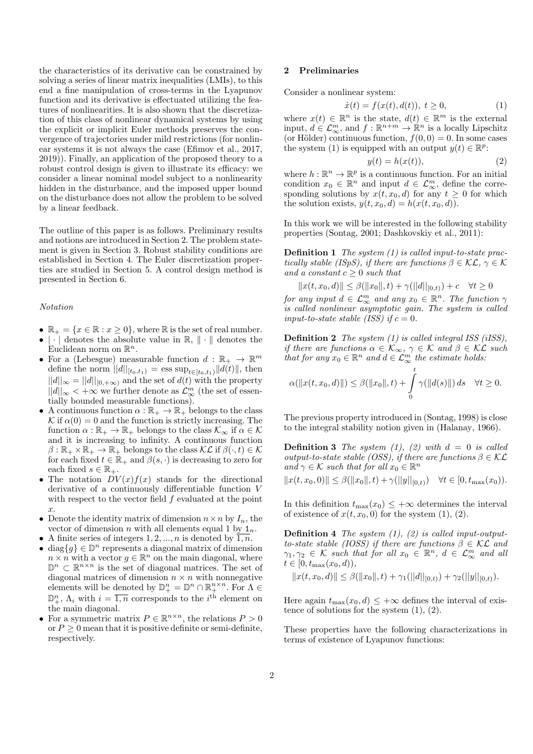the characteristics of its derivative can be constrained by solving a series of linear matrix inequalities (LMIs), to this end a fine manipulation of cross-terms in the Lyapunov function and its derivative is effectuated utilizing the features of nonlinearities. It is also shown that the discretization of this class of nonlinear dynamical systems by using the explicit or implicit Euler methods preserves the convergence of trajectories under mild restrictions (for nonlinear systems it is not always the case (Efimov et al., 2017, 2019)). Finally, an application of the proposed theory to a robust control design is given to illustrate its efficacy: we consider a linear nominal model subject to a nonlinearity hidden in the disturbance, and the imposed upper bound on the disturbance does not allow the problem to be solved by a linear feedback.

The outline of this paper is as follows. Preliminary results and notions are introduced in Section 2. The problem statement is given in Section 3. Robust stability conditions are established in Section 4. The Euler discretization properties are studied in Section 5. A control design method is presented in Section 6.

*Notation*

- $\mathbb{R}_+ = \{x \in \mathbb{R} : x \geq 0\}$, where $\mathbb{R}$ is the set of real number.
- $|\cdot|$ denotes the absolute value in $\mathbb{R}$, $\|\cdot\|$ denotes the Euclidean norm on $\mathbb{R}^n$.
- For a (Lebesgue) measurable function $d : \mathbb{R}_+ \to \mathbb{R}^m$ define the norm $||d||_{[t_0,t_1)} = \text{ess sup}_{t\in[t_0,t_1)}\|d(t)\|$, then $||d||_\infty = ||d||_{[0,+\infty)}$ and the set of $d(t)$ with the property $||d||_\infty < +\infty$ we further denote as $\mathcal{L}_\infty^m$ (the set of essentially bounded measurable functions).
- A continuous function $\alpha : \mathbb{R}_+ \to \mathbb{R}_+$ belongs to the class $\mathcal{K}$ if $\alpha(0) = 0$ and the function is strictly increasing. The function $\alpha : \mathbb{R}_+ \to \mathbb{R}_+$ belongs to the class $\mathcal{K}_\infty$ if $\alpha \in \mathcal{K}$ and it is increasing to infinity. A continuous function $\beta : \mathbb{R}_+ \times \mathbb{R}_+ \to \mathbb{R}_+$ belongs to the class $\mathcal{KL}$ if $\beta(\cdot, t) \in \mathcal{K}$ for each fixed $t \in \mathbb{R}_+$ and $\beta(s, \cdot)$ is decreasing to zero for each fixed $s \in \mathbb{R}_+$.
- The notation $DV(x)f(x)$ stands for the directional derivative of a continuously differentiable function $V$ with respect to the vector field $f$ evaluated at the point $x$.
- Denote the identity matrix of dimension $n \times n$ by $I_n$, the vector of dimension $n$ with all elements equal 1 by $\mathtt{1}_n$.
- A finite series of integers $1, 2, ..., n$ is denoted by $\overline{1, n}$.
- $\text{diag}\{g\} \in \mathbb{D}^n$ represents a diagonal matrix of dimension $n \times n$ with a vector $g \in \mathbb{R}^n$ on the main diagonal, where $\mathbb{D}^n \subset \mathbb{R}^{n\times n}$ is the set of diagonal matrices. The set of diagonal matrices of dimension $n \times n$ with nonnegative elements will be denoted by $\mathbb{D}_+^n = \mathbb{D}^n \cap \mathbb{R}_+^{n\times n}$. For $\Lambda \in \mathbb{D}_+^n$, $\Lambda_i$ with $i = \overline{1, n}$ corresponds to the $i^{\text{th}}$ element on the main diagonal.
- For a symmetric matrix $P \in \mathbb{R}^{n\times n}$, the relations $P > 0$ or $P \geq 0$ mean that it is positive definite or semi-definite, respectively.

## 2 Preliminaries

Consider a nonlinear system:

$$\dot{x}(t) = f(x(t), d(t)),\ t \geq 0, \tag{1}$$

where $x(t) \in \mathbb{R}^n$ is the state, $d(t) \in \mathbb{R}^m$ is the external input, $d \in \mathcal{L}_\infty^m$, and $f : \mathbb{R}^{n+m} \to \mathbb{R}^n$ is a locally Lipschitz (or Hölder) continuous function, $f(0, 0) = 0$. In some cases the system (1) is equipped with an output $y(t) \in \mathbb{R}^p$:

$$y(t) = h(x(t)), \tag{2}$$

where $h : \mathbb{R}^n \to \mathbb{R}^p$ is a continuous function. For an initial condition $x_0 \in \mathbb{R}^n$ and input $d \in \mathcal{L}_\infty^m$, define the corresponding solutions by $x(t, x_0, d)$ for any $t \geq 0$ for which the solution exists, $y(t, x_0, d) = h(x(t, x_0, d))$.

In this work we will be interested in the following stability properties (Sontag, 2001; Dashkovskiy et al., 2011):

**Definition 1** *The system (1) is called input-to-state practically stable (ISpS), if there are functions $\beta \in \mathcal{KL}$, $\gamma \in \mathcal{K}$ and a constant $c \geq 0$ such that*

$$\|x(t, x_0, d)\| \leq \beta(\|x_0\|, t) + \gamma(||d||_{[0,t)}) + c \quad \forall t \geq 0$$

*for any input $d \in \mathcal{L}_\infty^m$ and any $x_0 \in \mathbb{R}^n$. The function $\gamma$ is called nonlinear asymptotic gain. The system is called input-to-state stable (ISS) if $c = 0$.*

**Definition 2** *The system (1) is called integral ISS (iISS), if there are functions $\alpha \in \mathcal{K}_\infty$, $\gamma \in \mathcal{K}$ and $\beta \in \mathcal{KL}$ such that for any $x_0 \in \mathbb{R}^n$ and $d \in \mathcal{L}_\infty^m$ the estimate holds:*

$$\alpha(\|x(t, x_0, d)\|) \leq \beta(\|x_0\|, t) + \int_0^t \gamma(\|d(s)\|)\, ds \quad \forall t \geq 0.$$

The previous property introduced in (Sontag, 1998) is close to the integral stability notion given in (Halanay, 1966).

**Definition 3** *The system (1), (2) with $d = 0$ is called output-to-state stable (OSS), if there are functions $\beta \in \mathcal{KL}$ and $\gamma \in \mathcal{K}$ such that for all $x_0 \in \mathbb{R}^n$*

$$\|x(t, x_0, 0)\| \leq \beta(\|x_0\|, t) + \gamma(||y||_{[0,t)}) \quad \forall t \in [0, t_{\max}(x_0)).$$

In this definition $t_{\max}(x_0) \leq +\infty$ determines the interval of existence of $x(t, x_0, 0)$ for the system (1), (2).

**Definition 4** *The system (1), (2) is called input-output-to-state stable (IOSS) if there are functions $\beta \in \mathcal{KL}$ and $\gamma_1, \gamma_2 \in \mathcal{K}$ such that for all $x_0 \in \mathbb{R}^n$, $d \in \mathcal{L}_\infty^m$ and all $t \in [0, t_{\max}(x_0, d))$,*

$$\|x(t, x_0, d)\| \leq \beta(\|x_0\|, t) + \gamma_1(||d||_{[0,t)}) + \gamma_2(||y||_{[0,t)}).$$

Here again $t_{\max}(x_0, d) \leq +\infty$ defines the interval of existence of solutions for the system (1), (2).

These properties have the following characterizations in terms of existence of Lyapunov functions: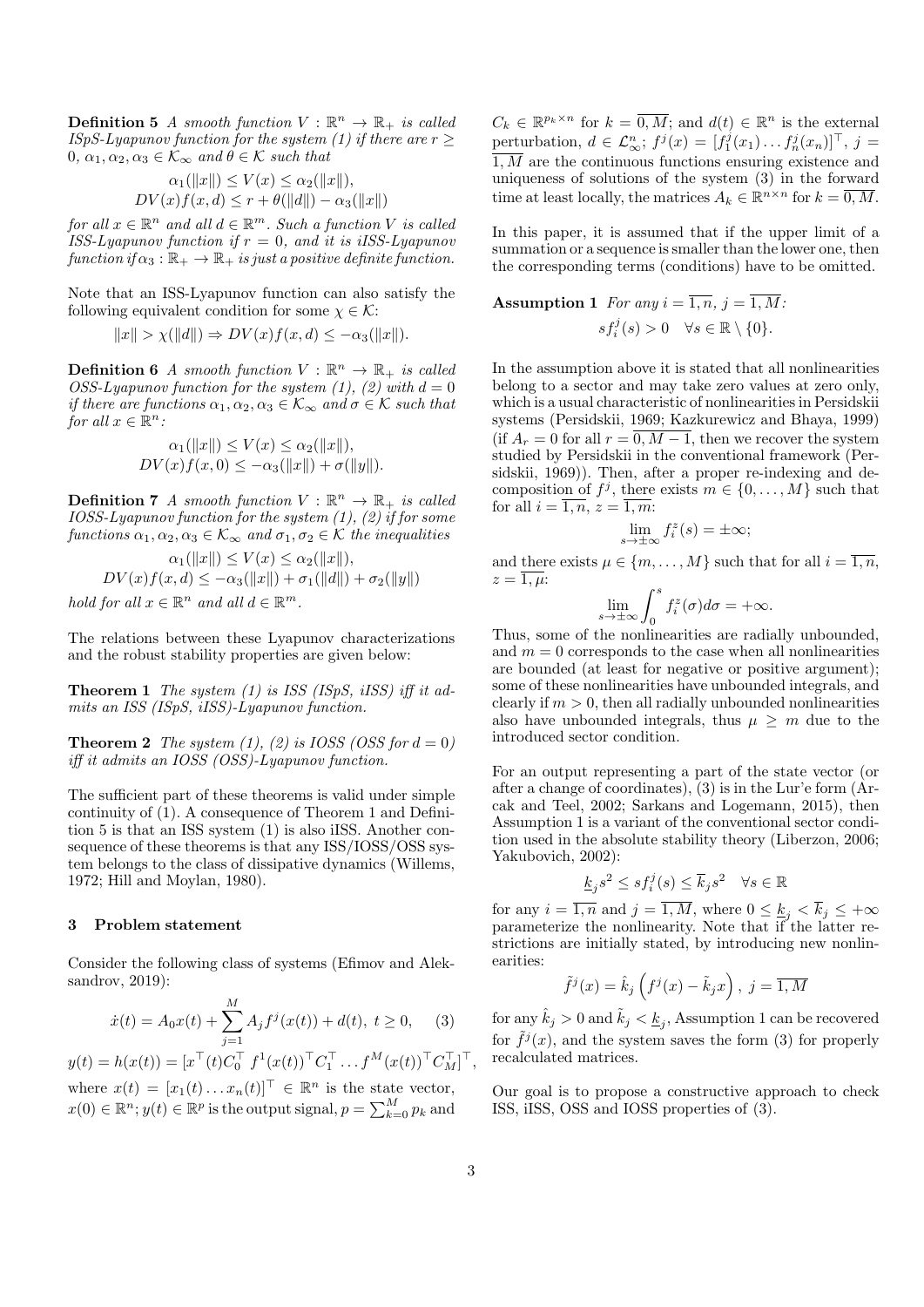**Definition 5** *A smooth function $V : \mathbb{R}^n \to \mathbb{R}_+$ is called ISpS-Lyapunov function for the system (1) if there are $r \geq 0$, $\alpha_1, \alpha_2, \alpha_3 \in \mathcal{K}_\infty$ and $\theta \in \mathcal{K}$ such that*

$$\alpha_1(\|x\|) \leq V(x) \leq \alpha_2(\|x\|),$$
$$DV(x)f(x,d) \leq r + \theta(\|d\|) - \alpha_3(\|x\|)$$

*for all $x \in \mathbb{R}^n$ and all $d \in \mathbb{R}^m$. Such a function $V$ is called ISS-Lyapunov function if $r = 0$, and it is iISS-Lyapunov function if $\alpha_3 : \mathbb{R}_+ \to \mathbb{R}_+$ is just a positive definite function.*

Note that an ISS-Lyapunov function can also satisfy the following equivalent condition for some $\chi \in \mathcal{K}$:

$$\|x\| > \chi(\|d\|) \Rightarrow DV(x)f(x,d) \leq -\alpha_3(\|x\|).$$

**Definition 6** *A smooth function $V : \mathbb{R}^n \to \mathbb{R}_+$ is called OSS-Lyapunov function for the system (1), (2) with $d = 0$ if there are functions $\alpha_1, \alpha_2, \alpha_3 \in \mathcal{K}_\infty$ and $\sigma \in \mathcal{K}$ such that for all $x \in \mathbb{R}^n$:*

$$\alpha_1(\|x\|) \leq V(x) \leq \alpha_2(\|x\|),$$
$$DV(x)f(x,0) \leq -\alpha_3(\|x\|) + \sigma(\|y\|).$$

**Definition 7** *A smooth function $V : \mathbb{R}^n \to \mathbb{R}_+$ is called IOSS-Lyapunov function for the system (1), (2) if for some functions $\alpha_1, \alpha_2, \alpha_3 \in \mathcal{K}_\infty$ and $\sigma_1, \sigma_2 \in \mathcal{K}$ the inequalities*

$$\alpha_1(\|x\|) \leq V(x) \leq \alpha_2(\|x\|),$$
$$DV(x)f(x,d) \leq -\alpha_3(\|x\|) + \sigma_1(\|d\|) + \sigma_2(\|y\|)$$

*hold for all $x \in \mathbb{R}^n$ and all $d \in \mathbb{R}^m$.*

The relations between these Lyapunov characterizations and the robust stability properties are given below:

**Theorem 1** *The system (1) is ISS (ISpS, iISS) iff it admits an ISS (ISpS, iISS)-Lyapunov function.*

**Theorem 2** *The system (1), (2) is IOSS (OSS for $d = 0$) iff it admits an IOSS (OSS)-Lyapunov function.*

The sufficient part of these theorems is valid under simple continuity of (1). A consequence of Theorem 1 and Definition 5 is that an ISS system (1) is also iISS. Another consequence of these theorems is that any ISS/IOSS/OSS system belongs to the class of dissipative dynamics (Willems, 1972; Hill and Moylan, 1980).

## 3 Problem statement

Consider the following class of systems (Efimov and Aleksandrov, 2019):

$$\dot{x}(t) = A_0 x(t) + \sum_{j=1}^{M} A_j f^j(x(t)) + d(t), \ t \geq 0, \qquad (3)$$
$$y(t) = h(x(t)) = [x^\top(t) C_0^\top \ f^1(x(t))^\top C_1^\top \dots f^M(x(t))^\top C_M^\top]^\top,$$

where $x(t) = [x_1(t) \dots x_n(t)]^\top \in \mathbb{R}^n$ is the state vector, $x(0) \in \mathbb{R}^n$; $y(t) \in \mathbb{R}^p$ is the output signal, $p = \sum_{k=0}^{M} p_k$ and $C_k \in \mathbb{R}^{p_k \times n}$ for $k = \overline{0, M}$; and $d(t) \in \mathbb{R}^n$ is the external perturbation, $d \in \mathcal{L}_\infty^n$; $f^j(x) = [f_1^j(x_1) \dots f_n^j(x_n)]^\top$, $j = \overline{1, M}$ are the continuous functions ensuring existence and uniqueness of solutions of the system (3) in the forward time at least locally, the matrices $A_k \in \mathbb{R}^{n \times n}$ for $k = \overline{0, M}$.

In this paper, it is assumed that if the upper limit of a summation or a sequence is smaller than the lower one, then the corresponding terms (conditions) have to be omitted.

**Assumption 1** *For any $i = \overline{1, n}$, $j = \overline{1, M}$:*

$$s f_i^j(s) > 0 \quad \forall s \in \mathbb{R} \setminus \{0\}.$$

In the assumption above it is stated that all nonlinearities belong to a sector and may take zero values at zero only, which is a usual characteristic of nonlinearities in Persidskii systems (Persidskii, 1969; Kazkurewicz and Bhaya, 1999) (if $A_r = 0$ for all $r = \overline{0, M-1}$, then we recover the system studied by Persidskii in the conventional framework (Persidskii, 1969)). Then, after a proper re-indexing and decomposition of $f^j$, there exists $m \in \{0, \dots, M\}$ such that for all $i = \overline{1, n}$, $z = \overline{1, m}$:

$$\lim_{s \to \pm\infty} f_i^z(s) = \pm\infty;$$

and there exists $\mu \in \{m, \dots, M\}$ such that for all $i = \overline{1, n}$, $z = \overline{1, \mu}$:

$$\lim_{s \to \pm\infty} \int_0^s f_i^z(\sigma) d\sigma = +\infty.$$

Thus, some of the nonlinearities are radially unbounded, and $m = 0$ corresponds to the case when all nonlinearities are bounded (at least for negative or positive argument); some of these nonlinearities have unbounded integrals, and clearly if $m > 0$, then all radially unbounded nonlinearities also have unbounded integrals, thus $\mu \geq m$ due to the introduced sector condition.

For an output representing a part of the state vector (or after a change of coordinates), (3) is in the Lur'e form (Arcak and Teel, 2002; Sarkans and Logemann, 2015), then Assumption 1 is a variant of the conventional sector condition used in the absolute stability theory (Liberzon, 2006; Yakubovich, 2002):

$$\underline{k}_j s^2 \leq s f_i^j(s) \leq \overline{k}_j s^2 \quad \forall s \in \mathbb{R}$$

for any $i = \overline{1, n}$ and $j = \overline{1, M}$, where $0 \leq \underline{k}_j < \overline{k}_j \leq +\infty$ parameterize the nonlinearity. Note that if the latter restrictions are initially stated, by introducing new nonlinearities:

$$\tilde{f}^j(x) = \hat{k}_j \left( f^j(x) - \tilde{k}_j x \right), \ j = \overline{1, M}$$

for any $\hat{k}_j > 0$ and $\tilde{k}_j < \underline{k}_j$, Assumption 1 can be recovered for $\tilde{f}^j(x)$, and the system saves the form (3) for properly recalculated matrices.

Our goal is to propose a constructive approach to check ISS, iISS, OSS and IOSS properties of (3).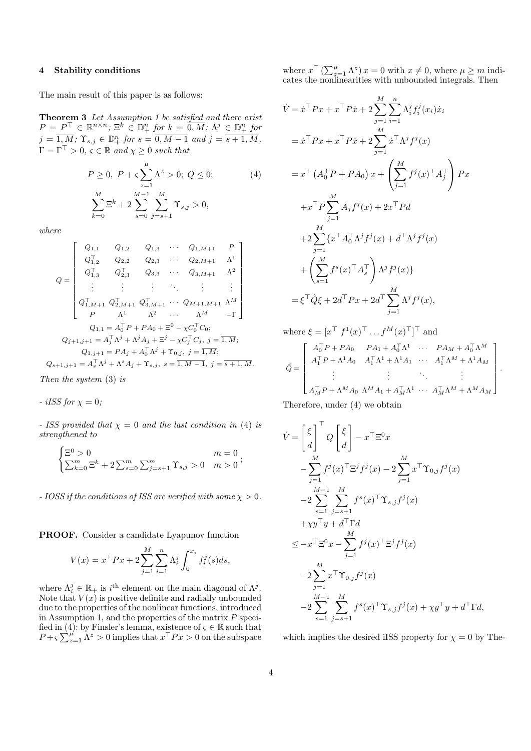## 4 Stability conditions

The main result of this paper is as follows:

**Theorem 3** *Let Assumption 1 be satisfied and there exist* $P = P^\top \in \mathbb{R}^{n\times n}$*;* $\Xi^k \in \mathbb{D}_+^n$ *for* $k = \overline{0,M}$*;* $\Lambda^j \in \mathbb{D}_+^n$ *for* $j = \overline{1,M}$*;* $\Upsilon_{s,j} \in \mathbb{D}_+^n$ *for* $s = \overline{0,M-1}$ *and* $j = \overline{s+1,M}$*,* $\Gamma = \Gamma^\top > 0$*,* $\varsigma \in \mathbb{R}$ *and* $\chi \geq 0$ *such that*

$$
P \geq 0,\ P + \varsigma\sum_{z=1}^{\mu}\Lambda^z > 0;\ Q \leq 0; \qquad (4)
$$

$$
\sum_{k=0}^{M}\Xi^k + 2\sum_{s=0}^{M-1}\sum_{j=s+1}^{M}\Upsilon_{s,j} > 0,
$$

*where*

$$
Q = \begin{bmatrix} Q_{1,1} & Q_{1,2} & Q_{1,3} & \cdots & Q_{1,M+1} & P \\ Q_{1,2}^\top & Q_{2,2} & Q_{2,3} & \cdots & Q_{2,M+1} & \Lambda^1 \\ Q_{1,3}^\top & Q_{2,3}^\top & Q_{3,3} & \cdots & Q_{3,M+1} & \Lambda^2 \\ \vdots & \vdots & \vdots & \ddots & \vdots & \vdots \\ Q_{1,M+1}^\top & Q_{2,M+1}^\top & Q_{3,M+1}^\top & \cdots & Q_{M+1,M+1} & \Lambda^M \\ P & \Lambda^1 & \Lambda^2 & \cdots & \Lambda^M & -\Gamma \end{bmatrix}
$$

$$
Q_{1,1} = A_0^\top P + PA_0 + \Xi^0 - \chi C_0^\top C_0;
$$

$$
Q_{j+1,j+1} = A_j^\top\Lambda^j + \Lambda^j A_j + \Xi^j - \chi C_j^\top C_j,\ j = \overline{1,M};
$$

$$
Q_{1,j+1} = PA_j + A_0^\top\Lambda^j + \Upsilon_{0,j},\ j = \overline{1,M};
$$

$$
Q_{s+1,j+1} = A_s^\top\Lambda^j + \Lambda^s A_j + \Upsilon_{s,j},\ s = \overline{1,M-1},\ j = \overline{s+1,M}.
$$

*Then the system* (3) *is*

*- iISS for* $\chi = 0$*;*

*- ISS provided that* $\chi = 0$ *and the last condition in* (4) *is strengthened to*

$$
\begin{cases} \Xi^0 > 0 & m = 0 \\ \sum_{k=0}^{m}\Xi^k + 2\sum_{s=0}^{m}\sum_{j=s+1}^{m}\Upsilon_{s,j} > 0 & m > 0 \end{cases};
$$

*- IOSS if the conditions of ISS are verified with some* $\chi > 0$*.*

**PROOF.** Consider a candidate Lyapunov function

$$
V(x) = x^\top Px + 2\sum_{j=1}^{M}\sum_{i=1}^{n}\Lambda_i^j\int_0^{x_i} f_i^j(s)ds,
$$

where $\Lambda_i^j \in \mathbb{R}_+$ is $i^{\text{th}}$ element on the main diagonal of $\Lambda^j$. Note that $V(x)$ is positive definite and radially unbounded due to the properties of the nonlinear functions, introduced in Assumption 1, and the properties of the matrix $P$ specified in (4): by Finsler's lemma, existence of $\varsigma \in \mathbb{R}$ such that $P + \varsigma\sum_{z=1}^{\mu}\Lambda^z > 0$ implies that $x^\top Px > 0$ on the subspace where $x^\top\left(\sum_{z=1}^{\mu}\Lambda^z\right)x = 0$ with $x \neq 0$, where $\mu \geq m$ indicates the nonlinearities with unbounded integrals. Then

$$
\begin{aligned}
\dot{V} &= \dot{x}^\top Px + x^\top P\dot{x} + 2\sum_{j=1}^{M}\sum_{i=1}^{n}\Lambda_i^j f_i^j(x_i)\dot{x}_i \\
&= \dot{x}^\top Px + x^\top P\dot{x} + 2\sum_{j=1}^{M}\dot{x}^\top\Lambda^j f^j(x) \\
&= x^\top\left(A_0^\top P + PA_0\right)x + \left(\sum_{j=1}^{M} f^j(x)^\top A_j^\top\right)Px \\
&\quad + x^\top P\sum_{j=1}^{M}A_j f^j(x) + 2x^\top Pd \\
&\quad + 2\sum_{j=1}^{M}\{x^\top A_0^\top\Lambda^j f^j(x) + d^\top\Lambda^j f^j(x) \\
&\quad + \left(\sum_{s=1}^{M} f^s(x)^\top A_s^\top\right)\Lambda^j f^j(x)\} \\
&= \xi^\top\tilde{Q}\xi + 2d^\top Px + 2d^\top\sum_{j=1}^{M}\Lambda^j f^j(x),
\end{aligned}
$$

where $\xi = [x^\top\ f^1(x)^\top \ldots f^M(x)^\top]^\top$ and

$$
\tilde{Q} = \begin{bmatrix} A_0^\top P + PA_0 & PA_1 + A_0^\top\Lambda^1 & \cdots & PA_M + A_0^\top\Lambda^M \\ A_1^\top P + \Lambda^1 A_0 & A_1^\top\Lambda^1 + \Lambda^1 A_1 & \cdots & A_1^\top\Lambda^M + \Lambda^1 A_M \\ \vdots & \vdots & \ddots & \vdots \\ A_M^\top P + \Lambda^M A_0 & \Lambda^M A_1 + A_M^\top\Lambda^1 & \cdots & A_M^\top\Lambda^M + \Lambda^M A_M \end{bmatrix}.
$$

Therefore, under (4) we obtain

$$
\begin{aligned}
\dot{V} &= \begin{bmatrix}\xi \\ d\end{bmatrix}^\top Q\begin{bmatrix}\xi \\ d\end{bmatrix} - x^\top\Xi^0 x \\
&\quad - \sum_{j=1}^{M} f^j(x)^\top\Xi^j f^j(x) - 2\sum_{j=1}^{M} x^\top\Upsilon_{0,j} f^j(x) \\
&\quad - 2\sum_{s=1}^{M-1}\sum_{j=s+1}^{M} f^s(x)^\top\Upsilon_{s,j} f^j(x) \\
&\quad + \chi y^\top y + d^\top\Gamma d \\
&\leq -x^\top\Xi^0 x - \sum_{j=1}^{M} f^j(x)^\top\Xi^j f^j(x) \\
&\quad - 2\sum_{j=1}^{M} x^\top\Upsilon_{0,j} f^j(x) \\
&\quad - 2\sum_{s=1}^{M-1}\sum_{j=s+1}^{M} f^s(x)^\top\Upsilon_{s,j} f^j(x) + \chi y^\top y + d^\top\Gamma d,
\end{aligned}
$$

which implies the desired iISS property for $\chi = 0$ by The-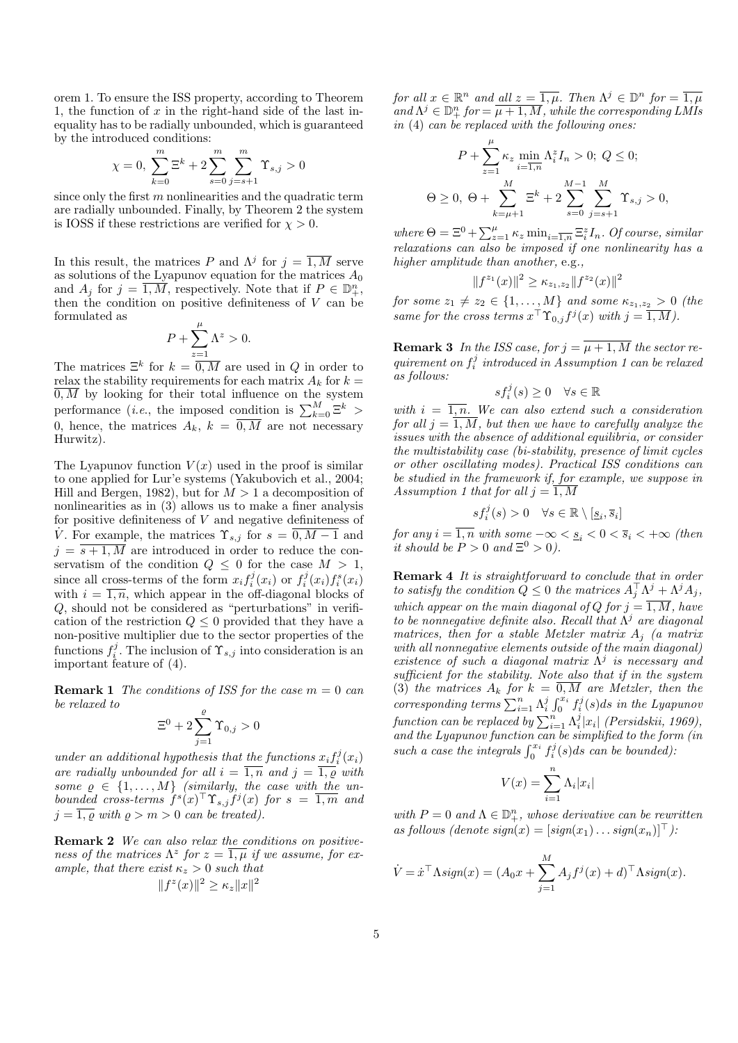orem 1. To ensure the ISS property, according to Theorem 1, the function of $x$ in the right-hand side of the last inequality has to be radially unbounded, which is guaranteed by the introduced conditions:

$$\chi = 0,\ \sum_{k=0}^{m} \Xi^k + 2\sum_{s=0}^{m}\sum_{j=s+1}^{m} \Upsilon_{s,j} > 0$$

since only the first $m$ nonlinearities and the quadratic term are radially unbounded. Finally, by Theorem 2 the system is IOSS if these restrictions are verified for $\chi > 0$.

In this result, the matrices $P$ and $\Lambda^j$ for $j = \overline{1,M}$ serve as solutions of the Lyapunov equation for the matrices $A_0$ and $A_j$ for $j = \overline{1,M}$, respectively. Note that if $P \in \mathbb{D}_+^n$, then the condition on positive definiteness of $V$ can be formulated as

$$P + \sum_{z=1}^{\mu} \Lambda^z > 0.$$

The matrices $\Xi^k$ for $k = \overline{0,M}$ are used in $Q$ in order to relax the stability requirements for each matrix $A_k$ for $k = \overline{0,M}$ by looking for their total influence on the system performance (*i.e.*, the imposed condition is $\sum_{k=0}^{M} \Xi^k > 0$, hence, the matrices $A_k$, $k = \overline{0,M}$ are not necessary Hurwitz).

The Lyapunov function $V(x)$ used in the proof is similar to one applied for Lur'e systems (Yakubovich et al., 2004; Hill and Bergen, 1982), but for $M > 1$ a decomposition of nonlinearities as in (3) allows us to make a finer analysis for positive definiteness of $V$ and negative definiteness of $\dot{V}$. For example, the matrices $\Upsilon_{s,j}$ for $s = \overline{0,M-1}$ and $j = \overline{s+1,M}$ are introduced in order to reduce the conservatism of the condition $Q \le 0$ for the case $M > 1$, since all cross-terms of the form $x_i f_i^j(x_i)$ or $f_i^j(x_i) f_i^s(x_i)$ with $i = \overline{1,n}$, which appear in the off-diagonal blocks of $Q$, should not be considered as "perturbations" in verification of the restriction $Q \le 0$ provided that they have a non-positive multiplier due to the sector properties of the functions $f_i^j$. The inclusion of $\Upsilon_{s,j}$ into consideration is an important feature of (4).

**Remark 1** *The conditions of ISS for the case $m = 0$ can be relaxed to*

$$\Xi^0 + 2\sum_{j=1}^{\varrho} \Upsilon_{0,j} > 0$$

*under an additional hypothesis that the functions $x_i f_i^j(x_i)$ are radially unbounded for all $i = \overline{1,n}$ and $j = \overline{1,\varrho}$ with some $\varrho \in \{1,\ldots,M\}$ (similarly, the case with the unbounded cross-terms $f^s(x)^\top \Upsilon_{s,j} f^j(x)$ for $s = \overline{1,m}$ and $j = \overline{1,\varrho}$ with $\varrho > m > 0$ can be treated).*

**Remark 2** *We can also relax the conditions on positiveness of the matrices $\Lambda^z$ for $z = \overline{1,\mu}$ if we assume, for example, that there exist $\kappa_z > 0$ such that*

$$\|f^z(x)\|^2 \ge \kappa_z \|x\|^2$$

*for all $x \in \mathbb{R}^n$ and all $z = \overline{1,\mu}$. Then $\Lambda^j \in \mathbb{D}^n$ for $= \overline{1,\mu}$ and $\Lambda^j \in \mathbb{D}_+^n$ for $= \overline{\mu+1,M}$, while the corresponding LMIs in (4) can be replaced with the following ones:*

$$P + \sum_{z=1}^{\mu} \kappa_z \min_{i=\overline{1,n}} \Lambda_i^z I_n > 0;\ Q \le 0;$$

$$\Theta \ge 0,\ \Theta + \sum_{k=\mu+1}^{M} \Xi^k + 2\sum_{s=0}^{M-1}\sum_{j=s+1}^{M} \Upsilon_{s,j} > 0,$$

*where $\Theta = \Xi^0 + \sum_{z=1}^{\mu} \kappa_z \min_{i=\overline{1,n}} \Xi_i^z I_n$. Of course, similar relaxations can also be imposed if one nonlinearity has a higher amplitude than another,* e.g.,

$$\|f^{z_1}(x)\|^2 \ge \kappa_{z_1,z_2} \|f^{z_2}(x)\|^2$$

*for some $z_1 \ne z_2 \in \{1,\ldots,M\}$ and some $\kappa_{z_1,z_2} > 0$ (the same for the cross terms $x^\top \Upsilon_{0,j} f^j(x)$ with $j = \overline{1,M}$).*

**Remark 3** *In the ISS case, for $j = \overline{\mu+1,M}$ the sector requirement on $f_i^j$ introduced in Assumption 1 can be relaxed as follows:*

$$s f_i^j(s) \ge 0 \quad \forall s \in \mathbb{R}$$

*with $i = \overline{1,n}$. We can also extend such a consideration for all $j = \overline{1,M}$, but then we have to carefully analyze the issues with the absence of additional equilibria, or consider the multistability case (bi-stability, presence of limit cycles or other oscillating modes). Practical ISS conditions can be studied in the framework if, for example, we suppose in Assumption 1 that for all $j = \overline{1,M}$*

$$s f_i^j(s) > 0 \quad \forall s \in \mathbb{R} \setminus [\underline{s}_i, \overline{s}_i]$$

*for any $i = \overline{1,n}$ with some $-\infty < \underline{s}_i < 0 < \overline{s}_i < +\infty$ (then it should be $P > 0$ and $\Xi^0 > 0$).*

**Remark 4** *It is straightforward to conclude that in order to satisfy the condition $Q \le 0$ the matrices $A_j^\top \Lambda^j + \Lambda^j A_j$, which appear on the main diagonal of $Q$ for $j = \overline{1,M}$, have to be nonnegative definite also. Recall that $\Lambda^j$ are diagonal matrices, then for a stable Metzler matrix $A_j$ (a matrix with all nonnegative elements outside of the main diagonal) existence of such a diagonal matrix $\Lambda^j$ is necessary and sufficient for the stability. Note also that if in the system (3) the matrices $A_k$ for $k = \overline{0,M}$ are Metzler, then the corresponding terms $\sum_{i=1}^{n} \Lambda_i^j \int_0^{x_i} f_i^j(s)ds$ in the Lyapunov function can be replaced by $\sum_{i=1}^{n} \Lambda_i^j |x_i|$ (Persidskii, 1969), and the Lyapunov function can be simplified to the form (in such a case the integrals $\int_0^{x_i} f_i^j(s)ds$ can be bounded):*

$$V(x) = \sum_{i=1}^{n} \Lambda_i |x_i|$$

*with $P = 0$ and $\Lambda \in \mathbb{D}_+^n$, whose derivative can be rewritten as follows (denote $sign(x) = [sign(x_1) \ldots sign(x_n)]^\top$):*

$$\dot{V} = \dot{x}^\top \Lambda sign(x) = (A_0 x + \sum_{j=1}^{M} A_j f^j(x) + d)^\top \Lambda sign(x).$$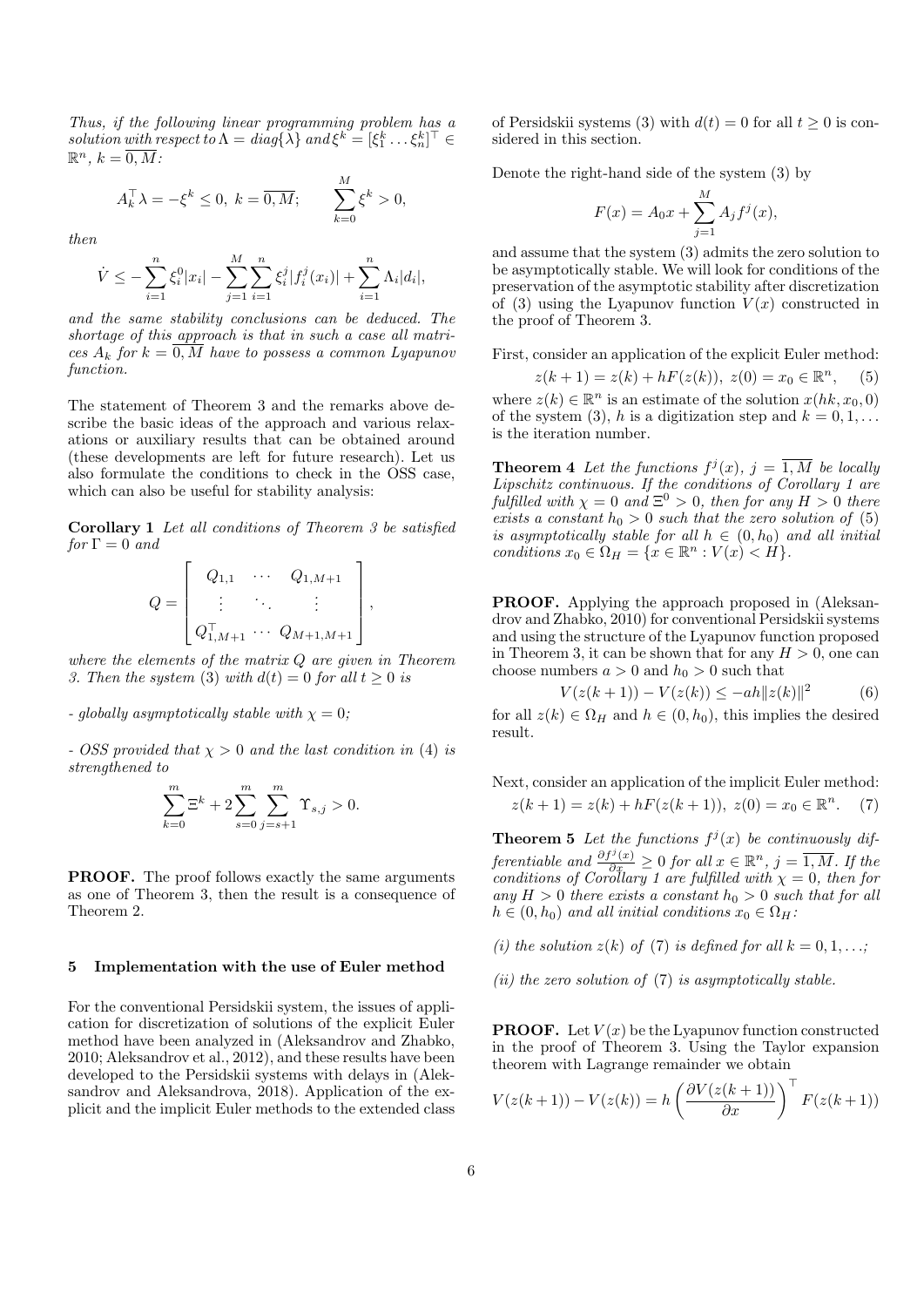*Thus, if the following linear programming problem has a solution with respect to $\Lambda = diag\{\lambda\}$ and $\xi^k = [\xi_1^k \dots \xi_n^k]^\top \in \mathbb{R}^n$, $k = \overline{0, M}$:*

$$A_k^\top \lambda = -\xi^k \leq 0,\ k = \overline{0, M}; \qquad \sum_{k=0}^{M} \xi^k > 0,$$

*then*

$$\dot{V} \leq -\sum_{i=1}^{n} \xi_i^0 |x_i| - \sum_{j=1}^{M} \sum_{i=1}^{n} \xi_i^j |f_i^j(x_i)| + \sum_{i=1}^{n} \Lambda_i |d_i|,$$

*and the same stability conclusions can be deduced. The shortage of this approach is that in such a case all matrices $A_k$ for $k = \overline{0, M}$ have to possess a common Lyapunov function.*

The statement of Theorem 3 and the remarks above describe the basic ideas of the approach and various relaxations or auxiliary results that can be obtained around (these developments are left for future research). Let us also formulate the conditions to check in the OSS case, which can also be useful for stability analysis:

**Corollary 1** *Let all conditions of Theorem 3 be satisfied for $\Gamma = 0$ and*

$$Q = \begin{bmatrix} Q_{1,1} & \cdots & Q_{1,M+1} \\ \vdots & \ddots & \vdots \\ Q_{1,M+1}^\top & \cdots & Q_{M+1,M+1} \end{bmatrix},$$

*where the elements of the matrix $Q$ are given in Theorem 3. Then the system (3) with $d(t) = 0$ for all $t \geq 0$ is*

*- globally asymptotically stable with $\chi = 0$;*

*- OSS provided that $\chi > 0$ and the last condition in (4) is strengthened to*

$$\sum_{k=0}^{m} \Xi^k + 2 \sum_{s=0}^{m} \sum_{j=s+1}^{m} \Upsilon_{s,j} > 0.$$

**PROOF.** The proof follows exactly the same arguments as one of Theorem 3, then the result is a consequence of Theorem 2.

## 5 Implementation with the use of Euler method

For the conventional Persidskii system, the issues of application for discretization of solutions of the explicit Euler method have been analyzed in (Aleksandrov and Zhabko, 2010; Aleksandrov et al., 2012), and these results have been developed to the Persidskii systems with delays in (Aleksandrov and Aleksandrova, 2018). Application of the explicit and the implicit Euler methods to the extended class of Persidskii systems (3) with $d(t) = 0$ for all $t \geq 0$ is considered in this section.

Denote the right-hand side of the system (3) by

$$F(x) = A_0 x + \sum_{j=1}^{M} A_j f^j(x),$$

and assume that the system (3) admits the zero solution to be asymptotically stable. We will look for conditions of the preservation of the asymptotic stability after discretization of (3) using the Lyapunov function $V(x)$ constructed in the proof of Theorem 3.

First, consider an application of the explicit Euler method:

$$z(k+1) = z(k) + hF(z(k)),\ z(0) = x_0 \in \mathbb{R}^n, \quad (5)$$

where $z(k) \in \mathbb{R}^n$ is an estimate of the solution $x(hk, x_0, 0)$ of the system (3), $h$ is a digitization step and $k = 0, 1, \dots$ is the iteration number.

**Theorem 4** *Let the functions $f^j(x)$, $j = \overline{1, M}$ be locally Lipschitz continuous. If the conditions of Corollary 1 are fulfilled with $\chi = 0$ and $\Xi^0 > 0$, then for any $H > 0$ there exists a constant $h_0 > 0$ such that the zero solution of (5) is asymptotically stable for all $h \in (0, h_0)$ and all initial conditions $x_0 \in \Omega_H = \{x \in \mathbb{R}^n : V(x) < H\}$.*

**PROOF.** Applying the approach proposed in (Aleksandrov and Zhabko, 2010) for conventional Persidskii systems and using the structure of the Lyapunov function proposed in Theorem 3, it can be shown that for any $H > 0$, one can choose numbers $a > 0$ and $h_0 > 0$ such that

$$V(z(k+1)) - V(z(k)) \leq -ah\|z(k)\|^2 \quad (6)$$

for all $z(k) \in \Omega_H$ and $h \in (0, h_0)$, this implies the desired result.

Next, consider an application of the implicit Euler method:

$$z(k+1) = z(k) + hF(z(k+1)),\ z(0) = x_0 \in \mathbb{R}^n. \quad (7)$$

**Theorem 5** *Let the functions $f^j(x)$ be continuously differentiable and $\frac{\partial f^j(x)}{\partial x} \geq 0$ for all $x \in \mathbb{R}^n$, $j = \overline{1, M}$. If the conditions of Corollary 1 are fulfilled with $\chi = 0$, then for any $H > 0$ there exists a constant $h_0 > 0$ such that for all $h \in (0, h_0)$ and all initial conditions $x_0 \in \Omega_H$:*

*(i) the solution $z(k)$ of (7) is defined for all $k = 0, 1, \dots$;*

*(ii) the zero solution of (7) is asymptotically stable.*

**PROOF.** Let $V(x)$ be the Lyapunov function constructed in the proof of Theorem 3. Using the Taylor expansion theorem with Lagrange remainder we obtain

$$V(z(k+1)) - V(z(k)) = h \left( \frac{\partial V(z(k+1))}{\partial x} \right)^\top F(z(k+1))$$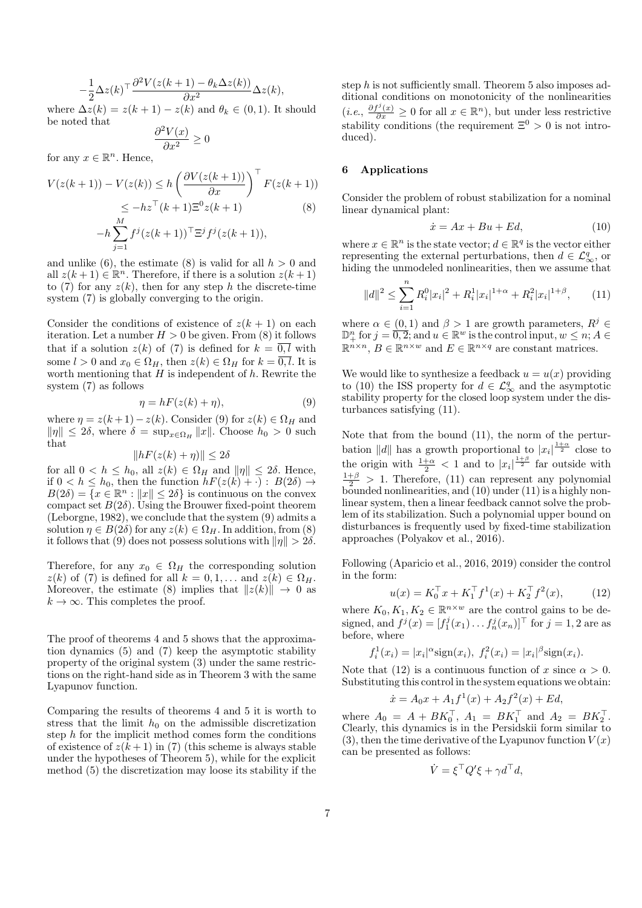$$-\frac{1}{2}\Delta z(k)^{\top}\frac{\partial^2 V(z(k+1)-\theta_k\Delta z(k))}{\partial x^2}\Delta z(k),$$

where $\Delta z(k) = z(k+1) - z(k)$ and $\theta_k \in (0,1)$. It should be noted that

$$\frac{\partial^2 V(x)}{\partial x^2} \geq 0$$

for any $x \in \mathbb{R}^n$. Hence,

$$\begin{aligned} V(z(k+1)) - V(z(k)) &\leq h\left(\frac{\partial V(z(k+1))}{\partial x}\right)^{\top} F(z(k+1)) \\ &\leq -hz^{\top}(k+1)\Xi^0 z(k+1) \\ &-h\sum_{j=1}^{M} f^j(z(k+1))^{\top}\Xi^j f^j(z(k+1)), \end{aligned} \tag{8}$$

and unlike (6), the estimate (8) is valid for all $h > 0$ and all $z(k+1) \in \mathbb{R}^n$. Therefore, if there is a solution $z(k+1)$ to (7) for any $z(k)$, then for any step $h$ the discrete-time system (7) is globally converging to the origin.

Consider the conditions of existence of $z(k+1)$ on each iteration. Let a number $H > 0$ be given. From (8) it follows that if a solution $z(k)$ of (7) is defined for $k = \overline{0,l}$ with some $l > 0$ and $x_0 \in \Omega_H$, then $z(k) \in \Omega_H$ for $k = \overline{0,l}$. It is worth mentioning that $H$ is independent of $h$. Rewrite the system (7) as follows

$$\eta = hF(z(k)+\eta), \tag{9}$$

where $\eta = z(k+1) - z(k)$. Consider (9) for $z(k) \in \Omega_H$ and $\|\eta\| \leq 2\delta$, where $\delta = \sup_{x\in\Omega_H}\|x\|$. Choose $h_0 > 0$ such that

$$\|hF(z(k)+\eta)\| \leq 2\delta$$

for all $0 < h \leq h_0$, all $z(k) \in \Omega_H$ and $\|\eta\| \leq 2\delta$. Hence, if $0 < h \leq h_0$, then the function $hF(z(k)+\cdot) : B(2\delta) \to B(2\delta) = \{x \in \mathbb{R}^n : \|x\| \leq 2\delta\}$ is continuous on the convex compact set $B(2\delta)$. Using the Brouwer fixed-point theorem (Leborgne, 1982), we conclude that the system (9) admits a solution $\eta \in B(2\delta)$ for any $z(k) \in \Omega_H$. In addition, from (8) it follows that (9) does not possess solutions with $\|\eta\| > 2\delta$.

Therefore, for any $x_0 \in \Omega_H$ the corresponding solution $z(k)$ of (7) is defined for all $k = 0, 1, \ldots$ and $z(k) \in \Omega_H$. Moreover, the estimate (8) implies that $\|z(k)\| \to 0$ as $k \to \infty$. This completes the proof.

The proof of theorems 4 and 5 shows that the approximation dynamics (5) and (7) keep the asymptotic stability property of the original system (3) under the same restrictions on the right-hand side as in Theorem 3 with the same Lyapunov function.

Comparing the results of theorems 4 and 5 it is worth to stress that the limit $h_0$ on the admissible discretization step $h$ for the implicit method come form the conditions of existence of $z(k+1)$ in (7) (this scheme is always stable under the hypotheses of Theorem 5), while for the explicit method (5) the discretization may loose its stability if the step $h$ is not sufficiently small. Theorem 5 also imposes additional conditions on monotonicity of the nonlinearities (*i.e.*, $\frac{\partial f^j(x)}{\partial x} \geq 0$ for all $x \in \mathbb{R}^n$), but under less restrictive stability conditions (the requirement $\Xi^0 > 0$ is not introduced).

## 6 Applications

Consider the problem of robust stabilization for a nominal linear dynamical plant:

$$\dot{x} = Ax + Bu + Ed, \tag{10}$$

where $x \in \mathbb{R}^n$ is the state vector; $d \in \mathbb{R}^q$ is the vector either representing the external perturbations, then $d \in \mathcal{L}_\infty^q$, or hiding the unmodeled nonlinearities, then we assume that

$$\|d\|^2 \leq \sum_{i=1}^{n} R_i^0|x_i|^2 + R_i^1|x_i|^{1+\alpha} + R_i^2|x_i|^{1+\beta}, \tag{11}$$

where $\alpha \in (0,1)$ and $\beta > 1$ are growth parameters, $R^j \in \mathbb{D}_+^n$ for $j = \overline{0,2}$; and $u \in \mathbb{R}^w$ is the control input, $w \leq n$; $A \in \mathbb{R}^{n\times n}$, $B \in \mathbb{R}^{n\times w}$ and $E \in \mathbb{R}^{n\times q}$ are constant matrices.

We would like to synthesize a feedback $u = u(x)$ providing to (10) the ISS property for $d \in \mathcal{L}_\infty^q$ and the asymptotic stability property for the closed loop system under the disturbances satisfying (11).

Note that from the bound (11), the norm of the perturbation $\|d\|$ has a growth proportional to $|x_i|^{\frac{1+\alpha}{2}}$ close to the origin with $\frac{1+\alpha}{2} < 1$ and to $|x_i|^{\frac{1+\beta}{2}}$ far outside with $\frac{1+\beta}{2} > 1$. Therefore, (11) can represent any polynomial bounded nonlinearities, and (10) under (11) is a highly nonlinear system, then a linear feedback cannot solve the problem of its stabilization. Such a polynomial upper bound on disturbances is frequently used by fixed-time stabilization approaches (Polyakov et al., 2016).

Following (Aparicio et al., 2016, 2019) consider the control in the form:

$$u(x) = K_0^{\top}x + K_1^{\top}f^1(x) + K_2^{\top}f^2(x), \tag{12}$$

where $K_0, K_1, K_2 \in \mathbb{R}^{n\times w}$ are the control gains to be designed, and $f^j(x) = [f_1^j(x_1) \ldots f_n^j(x_n)]^{\top}$ for $j = 1, 2$ are as before, where

$$f_i^1(x_i) = |x_i|^{\alpha}\text{sign}(x_i),\ f_i^2(x_i) = |x_i|^{\beta}\text{sign}(x_i).$$

Note that (12) is a continuous function of $x$ since $\alpha > 0$. Substituting this control in the system equations we obtain:

$$\dot{x} = A_0x + A_1f^1(x) + A_2f^2(x) + Ed,$$

where $A_0 = A + BK_0^{\top}$, $A_1 = BK_1^{\top}$ and $A_2 = BK_2^{\top}$. Clearly, this dynamics is in the Persidskii form similar to (3), then the time derivative of the Lyapunov function $V(x)$ can be presented as follows:

$$\dot{V} = \xi^{\top}Q'\xi + \gamma d^{\top}d,$$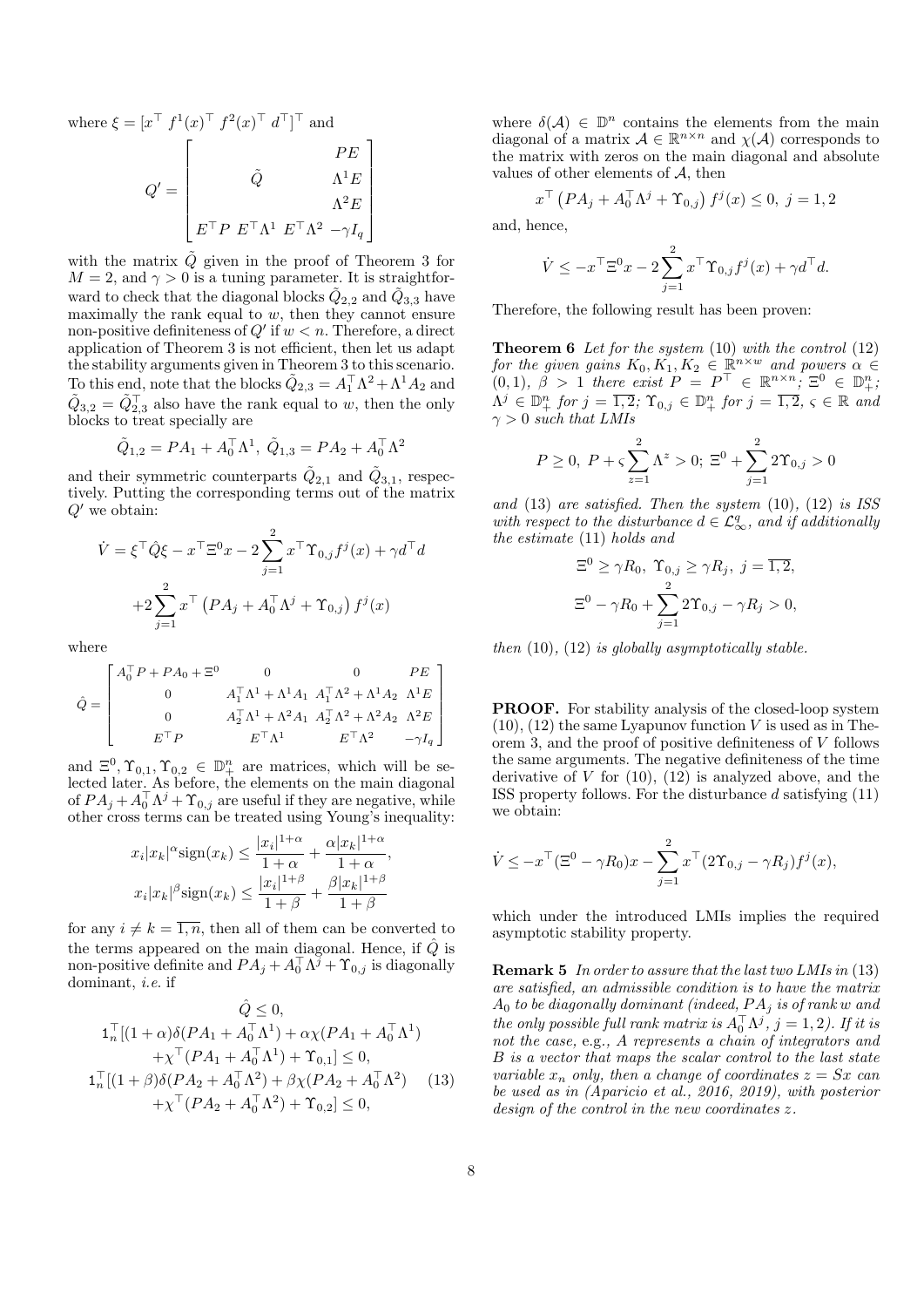where $\xi = [x^\top \; f^1(x)^\top \; f^2(x)^\top \; d^\top]^\top$ and

$$
Q' = \begin{bmatrix} & & & PE \\ & \tilde{Q} & & \Lambda^1 E \\ & & & \Lambda^2 E \\ E^\top P & E^\top \Lambda^1 & E^\top \Lambda^2 & -\gamma I_q \end{bmatrix}
$$

with the matrix $\tilde{Q}$ given in the proof of Theorem 3 for $M = 2$, and $\gamma > 0$ is a tuning parameter. It is straightforward to check that the diagonal blocks $\tilde{Q}_{2,2}$ and $\tilde{Q}_{3,3}$ have maximally the rank equal to $w$, then they cannot ensure non-positive definiteness of $Q'$ if $w < n$. Therefore, a direct application of Theorem 3 is not efficient, then let us adapt the stability arguments given in Theorem 3 to this scenario. To this end, note that the blocks $\tilde{Q}_{2,3} = A_1^\top \Lambda^2 + \Lambda^1 A_2$ and $\tilde{Q}_{3,2} = \tilde{Q}_{2,3}^\top$ also have the rank equal to $w$, then the only blocks to treat specially are

$$
\tilde{Q}_{1,2} = PA_1 + A_0^\top \Lambda^1, \; \tilde{Q}_{1,3} = PA_2 + A_0^\top \Lambda^2
$$

and their symmetric counterparts $\tilde{Q}_{2,1}$ and $\tilde{Q}_{3,1}$, respectively. Putting the corresponding terms out of the matrix $Q'$ we obtain:

$$
\dot{V} = \xi^\top \hat{Q} \xi - x^\top \Xi^0 x - 2\sum_{j=1}^{2} x^\top \Upsilon_{0,j} f^j(x) + \gamma d^\top d
$$

$$
+2\sum_{j=1}^{2} x^\top \left( PA_j + A_0^\top \Lambda^j + \Upsilon_{0,j} \right) f^j(x)
$$

where

$$
\hat{Q} = \begin{bmatrix} A_0^\top P + PA_0 + \Xi^0 & 0 & 0 & PE \\ 0 & A_1^\top \Lambda^1 + \Lambda^1 A_1 & A_1^\top \Lambda^2 + \Lambda^1 A_2 & \Lambda^1 E \\ 0 & A_2^\top \Lambda^1 + \Lambda^2 A_1 & A_2^\top \Lambda^2 + \Lambda^2 A_2 & \Lambda^2 E \\ E^\top P & E^\top \Lambda^1 & E^\top \Lambda^2 & -\gamma I_q \end{bmatrix}
$$

and $\Xi^0, \Upsilon_{0,1}, \Upsilon_{0,2} \in \mathbb{D}_+^n$ are matrices, which will be selected later. As before, the elements on the main diagonal of $PA_j + A_0^\top \Lambda^j + \Upsilon_{0,j}$ are useful if they are negative, while other cross terms can be treated using Young's inequality:

$$
x_i |x_k|^\alpha \text{sign}(x_k) \leq \frac{|x_i|^{1+\alpha}}{1+\alpha} + \frac{\alpha |x_k|^{1+\alpha}}{1+\alpha},
$$

$$
x_i |x_k|^\beta \text{sign}(x_k) \leq \frac{|x_i|^{1+\beta}}{1+\beta} + \frac{\beta |x_k|^{1+\beta}}{1+\beta}
$$

for any $i \neq k = \overline{1,n}$, then all of them can be converted to the terms appeared on the main diagonal. Hence, if $\hat{Q}$ is non-positive definite and $PA_j + A_0^\top \Lambda^j + \Upsilon_{0,j}$ is diagonally dominant, *i.e.* if

$$
\begin{gathered}
\hat{Q} \leq 0, \\
\mathbb{1}_n^\top [(1+\alpha)\delta(PA_1 + A_0^\top \Lambda^1) + \alpha\chi(PA_1 + A_0^\top \Lambda^1) \\
+ \chi^\top (PA_1 + A_0^\top \Lambda^1) + \Upsilon_{0,1}] \leq 0, \\
\mathbb{1}_n^\top [(1+\beta)\delta(PA_2 + A_0^\top \Lambda^2) + \beta\chi(PA_2 + A_0^\top \Lambda^2) \\
+ \chi^\top (PA_2 + A_0^\top \Lambda^2) + \Upsilon_{0,2}] \leq 0,
\end{gathered} \tag{13}
$$

where $\delta(\mathcal{A}) \in \mathbb{D}^n$ contains the elements from the main diagonal of a matrix $\mathcal{A} \in \mathbb{R}^{n \times n}$ and $\chi(\mathcal{A})$ corresponds to the matrix with zeros on the main diagonal and absolute values of other elements of $\mathcal{A}$, then

$$
x^\top \left( PA_j + A_0^\top \Lambda^j + \Upsilon_{0,j} \right) f^j(x) \leq 0, \; j = 1, 2
$$

and, hence,

$$
\dot{V} \leq -x^\top \Xi^0 x - 2\sum_{j=1}^{2} x^\top \Upsilon_{0,j} f^j(x) + \gamma d^\top d.
$$

Therefore, the following result has been proven:

**Theorem 6** *Let for the system* (10) *with the control* (12) *for the given gains $K_0, K_1, K_2 \in \mathbb{R}^{n \times w}$ and powers $\alpha \in (0,1)$, $\beta > 1$ there exist $P = P^\top \in \mathbb{R}^{n \times n}$; $\Xi^0 \in \mathbb{D}_+^n$; $\Lambda^j \in \mathbb{D}_+^n$ for $j = \overline{1,2}$; $\Upsilon_{0,j} \in \mathbb{D}_+^n$ for $j = \overline{1,2}$, $\varsigma \in \mathbb{R}$ and $\gamma > 0$ such that LMIs*

$$
P \geq 0, \; P + \varsigma \sum_{z=1}^{2} \Lambda^z > 0; \; \Xi^0 + \sum_{j=1}^{2} 2\Upsilon_{0,j} > 0
$$

*and* (13) *are satisfied. Then the system* (10), (12) *is ISS with respect to the disturbance $d \in \mathcal{L}_\infty^q$, and if additionally the estimate* (11) *holds and*

$$
\Xi^0 \geq \gamma R_0, \; \Upsilon_{0,j} \geq \gamma R_j, \; j = \overline{1,2},
$$

$$
\Xi^0 - \gamma R_0 + \sum_{j=1}^{2} 2\Upsilon_{0,j} - \gamma R_j > 0,
$$

*then* (10), (12) *is globally asymptotically stable.*

**PROOF.** For stability analysis of the closed-loop system (10), (12) the same Lyapunov function $V$ is used as in Theorem 3, and the proof of positive definiteness of $V$ follows the same arguments. The negative definiteness of the time derivative of $V$ for (10), (12) is analyzed above, and the ISS property follows. For the disturbance $d$ satisfying (11) we obtain:

$$
\dot{V} \leq -x^\top (\Xi^0 - \gamma R_0) x - \sum_{j=1}^{2} x^\top (2\Upsilon_{0,j} - \gamma R_j) f^j(x),
$$

which under the introduced LMIs implies the required asymptotic stability property.

**Remark 5** *In order to assure that the last two LMIs in* (13) *are satisfied, an admissible condition is to have the matrix $A_0$ to be diagonally dominant (indeed, $PA_j$ is of rank $w$ and the only possible full rank matrix is $A_0^\top \Lambda^j$, $j = 1, 2$). If it is not the case,* e.g.*, $A$ represents a chain of integrators and $B$ is a vector that maps the scalar control to the last state variable $x_n$ only, then a change of coordinates $z = Sx$ can be used as in (Aparicio et al., 2016, 2019), with posterior design of the control in the new coordinates $z$.*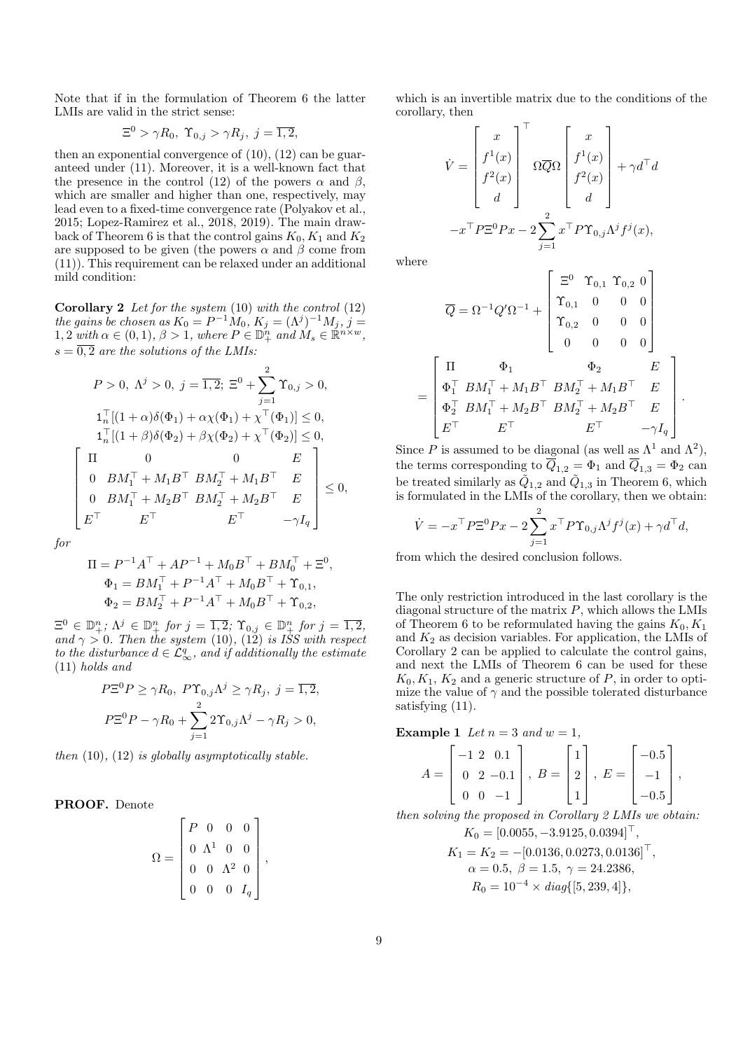Note that if in the formulation of Theorem 6 the latter LMIs are valid in the strict sense:

$$\Xi^0 > \gamma R_0,\ \Upsilon_{0,j} > \gamma R_j,\ j = \overline{1,2},$$

then an exponential convergence of (10), (12) can be guaranteed under (11). Moreover, it is a well-known fact that the presence in the control (12) of the powers $\alpha$ and $\beta$, which are smaller and higher than one, respectively, may lead even to a fixed-time convergence rate (Polyakov et al., 2015; Lopez-Ramirez et al., 2018, 2019). The main drawback of Theorem 6 is that the control gains $K_0, K_1$ and $K_2$ are supposed to be given (the powers $\alpha$ and $\beta$ come from (11)). This requirement can be relaxed under an additional mild condition:

**Corollary 2** *Let for the system* (10) *with the control* (12) *the gains be chosen as* $K_0 = P^{-1}M_0$, $K_j = (\Lambda^j)^{-1}M_j$, $j = 1,2$ *with* $\alpha \in (0,1)$, $\beta > 1$, *where* $P \in \mathbb{D}^n_+$ *and* $M_s \in \mathbb{R}^{n\times w}$, $s = \overline{0,2}$ *are the solutions of the LMIs:*

$$P > 0,\ \Lambda^j > 0,\ j = \overline{1,2};\ \Xi^0 + \sum_{j=1}^{2}\Upsilon_{0,j} > 0,$$

$$\mathbb{1}_n^\top[(1+\alpha)\delta(\Phi_1) + \alpha\chi(\Phi_1) + \chi^\top(\Phi_1)] \le 0,$$

$$\mathbb{1}_n^\top[(1+\beta)\delta(\Phi_2) + \beta\chi(\Phi_2) + \chi^\top(\Phi_2)] \le 0,$$

$$\begin{bmatrix} \Pi & 0 & 0 & E \\ 0 & BM_1^\top + M_1B^\top & BM_2^\top + M_1B^\top & E \\ 0 & BM_1^\top + M_2B^\top & BM_2^\top + M_2B^\top & E \\ E^\top & E^\top & E^\top & -\gamma I_q \end{bmatrix} \le 0,$$

*for*

$$\Pi = P^{-1}A^\top + AP^{-1} + M_0B^\top + BM_0^\top + \Xi^0,$$
$$\Phi_1 = BM_1^\top + P^{-1}A^\top + M_0B^\top + \Upsilon_{0,1},$$
$$\Phi_2 = BM_2^\top + P^{-1}A^\top + M_0B^\top + \Upsilon_{0,2},$$

$\Xi^0 \in \mathbb{D}^n_+$; $\Lambda^j \in \mathbb{D}^n_+$ *for* $j = \overline{1,2}$; $\Upsilon_{0,j} \in \mathbb{D}^n_+$ *for* $j = \overline{1,2}$, *and* $\gamma > 0$. *Then the system* (10), (12) *is ISS with respect to the disturbance* $d \in \mathcal{L}^q_\infty$, *and if additionally the estimate* (11) *holds and*

$$P\Xi^0P \ge \gamma R_0,\ P\Upsilon_{0,j}\Lambda^j \ge \gamma R_j,\ j = \overline{1,2},$$

$$P\Xi^0P - \gamma R_0 + \sum_{j=1}^{2} 2\Upsilon_{0,j}\Lambda^j - \gamma R_j > 0,$$

*then* (10), (12) *is globally asymptotically stable.*

**PROOF.** Denote

$$\Omega = \begin{bmatrix} P & 0 & 0 & 0 \\ 0 & \Lambda^1 & 0 & 0 \\ 0 & 0 & \Lambda^2 & 0 \\ 0 & 0 & 0 & I_q \end{bmatrix},$$

which is an invertible matrix due to the conditions of the corollary, then

$$\dot{V} = \begin{bmatrix} x \\ f^1(x) \\ f^2(x) \\ d \end{bmatrix}^\top \Omega\overline{Q}\Omega \begin{bmatrix} x \\ f^1(x) \\ f^2(x) \\ d \end{bmatrix} + \gamma d^\top d$$
$$-x^\top P\Xi^0Px - 2\sum_{j=1}^{2} x^\top P\Upsilon_{0,j}\Lambda^j f^j(x),$$

where

$$\overline{Q} = \Omega^{-1}Q'\Omega^{-1} + \begin{bmatrix} \Xi^0 & \Upsilon_{0,1} & \Upsilon_{0,2} & 0 \\ \Upsilon_{0,1} & 0 & 0 & 0 \\ \Upsilon_{0,2} & 0 & 0 & 0 \\ 0 & 0 & 0 & 0 \end{bmatrix}$$

$$= \begin{bmatrix} \Pi & \Phi_1 & \Phi_2 & E \\ \Phi_1^\top & BM_1^\top + M_1B^\top & BM_2^\top + M_1B^\top & E \\ \Phi_2^\top & BM_1^\top + M_2B^\top & BM_2^\top + M_2B^\top & E \\ E^\top & E^\top & E^\top & -\gamma I_q \end{bmatrix}.$$

Since $P$ is assumed to be diagonal (as well as $\Lambda^1$ and $\Lambda^2$), the terms corresponding to $\overline{Q}_{1,2} = \Phi_1$ and $\overline{Q}_{1,3} = \Phi_2$ can be treated similarly as $\tilde{Q}_{1,2}$ and $\tilde{Q}_{1,3}$ in Theorem 6, which is formulated in the LMIs of the corollary, then we obtain:

$$\dot{V} = -x^\top P\Xi^0Px - 2\sum_{j=1}^{2} x^\top P\Upsilon_{0,j}\Lambda^j f^j(x) + \gamma d^\top d,$$

from which the desired conclusion follows.

The only restriction introduced in the last corollary is the diagonal structure of the matrix $P$, which allows the LMIs of Theorem 6 to be reformulated having the gains $K_0, K_1$ and $K_2$ as decision variables. For application, the LMIs of Corollary 2 can be applied to calculate the control gains, and next the LMIs of Theorem 6 can be used for these $K_0, K_1, K_2$ and a generic structure of $P$, in order to optimize the value of $\gamma$ and the possible tolerated disturbance satisfying (11).

**Example 1** *Let* $n = 3$ *and* $w = 1$,

$$A = \begin{bmatrix} -1 & 2 & 0.1 \\ 0 & 2 & -0.1 \\ 0 & 0 & -1 \end{bmatrix},\ B = \begin{bmatrix} 1 \\ 2 \\ 1 \end{bmatrix},\ E = \begin{bmatrix} -0.5 \\ -1 \\ -0.5 \end{bmatrix},$$

*then solving the proposed in Corollary 2 LMIs we obtain:*

$$K_0 = [0.0055, -3.9125, 0.0394]^\top,$$
$$K_1 = K_2 = -[0.0136, 0.0273, 0.0136]^\top,$$
$$\alpha = 0.5,\ \beta = 1.5,\ \gamma = 24.2386,$$
$$R_0 = 10^{-4} \times diag\{[5, 239, 4]\},$$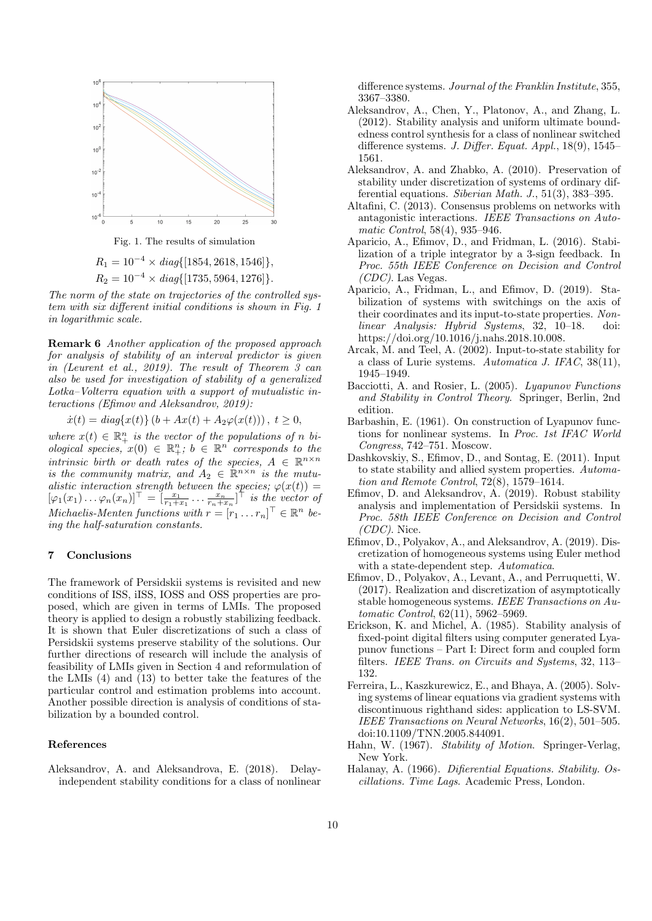Fig. 1. The results of simulation

$$R_1 = 10^{-4} \times diag\{[1854, 2618, 1546]\},$$
$$R_2 = 10^{-4} \times diag\{[1735, 5964, 1276]\}.$$

*The norm of the state on trajectories of the controlled system with six different initial conditions is shown in Fig. 1 in logarithmic scale.*

**Remark 6** *Another application of the proposed approach for analysis of stability of an interval predictor is given in (Leurent et al., 2019). The result of Theorem 3 can also be used for investigation of stability of a generalized Lotka–Volterra equation with a support of mutualistic interactions (Efimov and Aleksandrov, 2019):*

$$\dot{x}(t) = diag\{x(t)\}\left(b + Ax(t) + A_2\varphi(x(t))\right), \; t \geq 0,$$

*where $x(t) \in \mathbb{R}^n_+$ is the vector of the populations of $n$ biological species, $x(0) \in \mathbb{R}^n_+$; $b \in \mathbb{R}^n$ corresponds to the intrinsic birth or death rates of the species, $A \in \mathbb{R}^{n\times n}$ is the community matrix, and $A_2 \in \mathbb{R}^{n\times n}$ is the mutualistic interaction strength between the species; $\varphi(x(t)) = [\varphi_1(x_1)\dots\varphi_n(x_n)]^\top = [\frac{x_1}{r_1+x_1}\dots\frac{x_n}{r_n+x_n}]^\top$ is the vector of Michaelis-Menten functions with $r = [r_1\dots r_n]^\top \in \mathbb{R}^n$ being the half-saturation constants.*

## 7 Conclusions

The framework of Persidskii systems is revisited and new conditions of ISS, iISS, IOSS and OSS properties are proposed, which are given in terms of LMIs. The proposed theory is applied to design a robustly stabilizing feedback. It is shown that Euler discretizations of such a class of Persidskii systems preserve stability of the solutions. Our further directions of research will include the analysis of feasibility of LMIs given in Section 4 and reformulation of the LMIs (4) and (13) to better take the features of the particular control and estimation problems into account. Another possible direction is analysis of conditions of stabilization by a bounded control.

## References

Aleksandrov, A. and Aleksandrova, E. (2018). Delay-independent stability conditions for a class of nonlinear difference systems. *Journal of the Franklin Institute*, 355, 3367–3380.

Aleksandrov, A., Chen, Y., Platonov, A., and Zhang, L. (2012). Stability analysis and uniform ultimate boundedness control synthesis for a class of nonlinear switched difference systems. *J. Differ. Equat. Appl.*, 18(9), 1545–1561.

Aleksandrov, A. and Zhabko, A. (2010). Preservation of stability under discretization of systems of ordinary differential equations. *Siberian Math. J.*, 51(3), 383–395.

Altafini, C. (2013). Consensus problems on networks with antagonistic interactions. *IEEE Transactions on Automatic Control*, 58(4), 935–946.

Aparicio, A., Efimov, D., and Fridman, L. (2016). Stabilization of a triple integrator by a 3-sign feedback. In *Proc. 55th IEEE Conference on Decision and Control (CDC)*. Las Vegas.

Aparicio, A., Fridman, L., and Efimov, D. (2019). Stabilization of systems with switchings on the axis of their coordinates and its input-to-state properties. *Nonlinear Analysis: Hybrid Systems*, 32, 10–18. doi: https://doi.org/10.1016/j.nahs.2018.10.008.

Arcak, M. and Teel, A. (2002). Input-to-state stability for a class of Lurie systems. *Automatica J. IFAC*, 38(11), 1945–1949.

Bacciotti, A. and Rosier, L. (2005). *Lyapunov Functions and Stability in Control Theory*. Springer, Berlin, 2nd edition.

Barbashin, E. (1961). On construction of Lyapunov functions for nonlinear systems. In *Proc. 1st IFAC World Congress*, 742–751. Moscow.

Dashkovskiy, S., Efimov, D., and Sontag, E. (2011). Input to state stability and allied system properties. *Automation and Remote Control*, 72(8), 1579–1614.

Efimov, D. and Aleksandrov, A. (2019). Robust stability analysis and implementation of Persidskii systems. In *Proc. 58th IEEE Conference on Decision and Control (CDC)*. Nice.

Efimov, D., Polyakov, A., and Aleksandrov, A. (2019). Discretization of homogeneous systems using Euler method with a state-dependent step. *Automatica*.

Efimov, D., Polyakov, A., Levant, A., and Perruquetti, W. (2017). Realization and discretization of asymptotically stable homogeneous systems. *IEEE Transactions on Automatic Control*, 62(11), 5962–5969.

Erickson, K. and Michel, A. (1985). Stability analysis of fixed-point digital filters using computer generated Lyapunov functions – Part I: Direct form and coupled form filters. *IEEE Trans. on Circuits and Systems*, 32, 113–132.

Ferreira, L., Kaszkurewicz, E., and Bhaya, A. (2005). Solving systems of linear equations via gradient systems with discontinuous righthand sides: application to LS-SVM. *IEEE Transactions on Neural Networks*, 16(2), 501–505. doi:10.1109/TNN.2005.844091.

Hahn, W. (1967). *Stability of Motion*. Springer-Verlag, New York.

Halanay, A. (1966). *Difierential Equations. Stability. Oscillations. Time Lags*. Academic Press, London.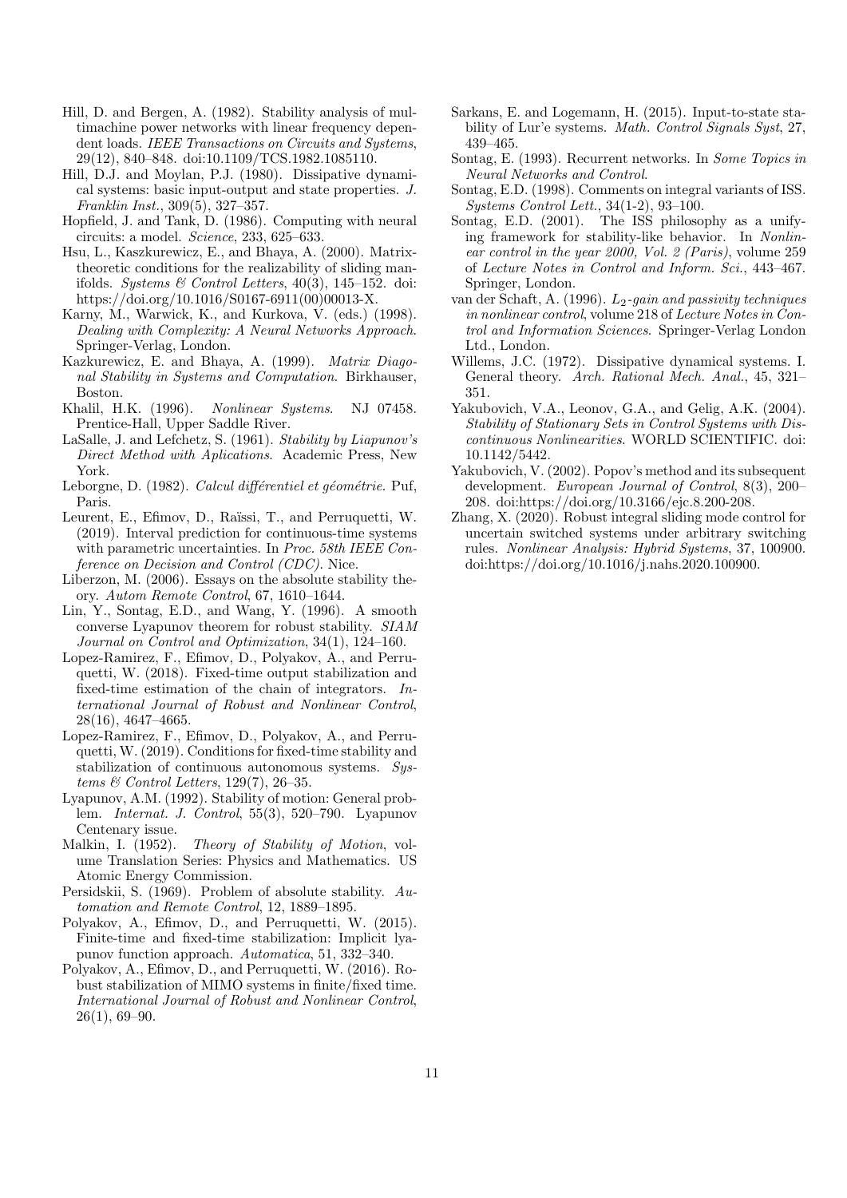Hill, D. and Bergen, A. (1982). Stability analysis of multimachine power networks with linear frequency dependent loads. *IEEE Transactions on Circuits and Systems*, 29(12), 840–848. doi:10.1109/TCS.1982.1085110.

Hill, D.J. and Moylan, P.J. (1980). Dissipative dynamical systems: basic input-output and state properties. *J. Franklin Inst.*, 309(5), 327–357.

Hopfield, J. and Tank, D. (1986). Computing with neural circuits: a model. *Science*, 233, 625–633.

Hsu, L., Kaszkurewicz, E., and Bhaya, A. (2000). Matrix-theoretic conditions for the realizability of sliding manifolds. *Systems & Control Letters*, 40(3), 145–152. doi: https://doi.org/10.1016/S0167-6911(00)00013-X.

Karny, M., Warwick, K., and Kurkova, V. (eds.) (1998). *Dealing with Complexity: A Neural Networks Approach*. Springer-Verlag, London.

Kazkurewicz, E. and Bhaya, A. (1999). *Matrix Diagonal Stability in Systems and Computation*. Birkhauser, Boston.

Khalil, H.K. (1996). *Nonlinear Systems*. NJ 07458. Prentice-Hall, Upper Saddle River.

LaSalle, J. and Lefchetz, S. (1961). *Stability by Liapunov's Direct Method with Aplications*. Academic Press, New York.

Leborgne, D. (1982). *Calcul différentiel et géométrie*. Puf, Paris.

Leurent, E., Efimov, D., Raïssi, T., and Perruquetti, W. (2019). Interval prediction for continuous-time systems with parametric uncertainties. In *Proc. 58th IEEE Conference on Decision and Control (CDC)*. Nice.

Liberzon, M. (2006). Essays on the absolute stability theory. *Autom Remote Control*, 67, 1610–1644.

Lin, Y., Sontag, E.D., and Wang, Y. (1996). A smooth converse Lyapunov theorem for robust stability. *SIAM Journal on Control and Optimization*, 34(1), 124–160.

Lopez-Ramirez, F., Efimov, D., Polyakov, A., and Perruquetti, W. (2018). Fixed-time output stabilization and fixed-time estimation of the chain of integrators. *International Journal of Robust and Nonlinear Control*, 28(16), 4647–4665.

Lopez-Ramirez, F., Efimov, D., Polyakov, A., and Perruquetti, W. (2019). Conditions for fixed-time stability and stabilization of continuous autonomous systems. *Systems & Control Letters*, 129(7), 26–35.

Lyapunov, A.M. (1992). Stability of motion: General problem. *Internat. J. Control*, 55(3), 520–790. Lyapunov Centenary issue.

Malkin, I. (1952). *Theory of Stability of Motion*, volume Translation Series: Physics and Mathematics. US Atomic Energy Commission.

Persidskii, S. (1969). Problem of absolute stability. *Automation and Remote Control*, 12, 1889–1895.

Polyakov, A., Efimov, D., and Perruquetti, W. (2015). Finite-time and fixed-time stabilization: Implicit lyapunov function approach. *Automatica*, 51, 332–340.

Polyakov, A., Efimov, D., and Perruquetti, W. (2016). Robust stabilization of MIMO systems in finite/fixed time. *International Journal of Robust and Nonlinear Control*, 26(1), 69–90.

Sarkans, E. and Logemann, H. (2015). Input-to-state stability of Lur'e systems. *Math. Control Signals Syst*, 27, 439–465.

Sontag, E. (1993). Recurrent networks. In *Some Topics in Neural Networks and Control*.

Sontag, E.D. (1998). Comments on integral variants of ISS. *Systems Control Lett.*, 34(1-2), 93–100.

Sontag, E.D. (2001). The ISS philosophy as a unifying framework for stability-like behavior. In *Nonlinear control in the year 2000, Vol. 2 (Paris)*, volume 259 of *Lecture Notes in Control and Inform. Sci.*, 443–467. Springer, London.

van der Schaft, A. (1996). *$L_2$-gain and passivity techniques in nonlinear control*, volume 218 of *Lecture Notes in Control and Information Sciences*. Springer-Verlag London Ltd., London.

Willems, J.C. (1972). Dissipative dynamical systems. I. General theory. *Arch. Rational Mech. Anal.*, 45, 321–351.

Yakubovich, V.A., Leonov, G.A., and Gelig, A.K. (2004). *Stability of Stationary Sets in Control Systems with Discontinuous Nonlinearities*. WORLD SCIENTIFIC. doi: 10.1142/5442.

Yakubovich, V. (2002). Popov's method and its subsequent development. *European Journal of Control*, 8(3), 200–208. doi:https://doi.org/10.3166/ejc.8.200-208.

Zhang, X. (2020). Robust integral sliding mode control for uncertain switched systems under arbitrary switching rules. *Nonlinear Analysis: Hybrid Systems*, 37, 100900. doi:https://doi.org/10.1016/j.nahs.2020.100900.